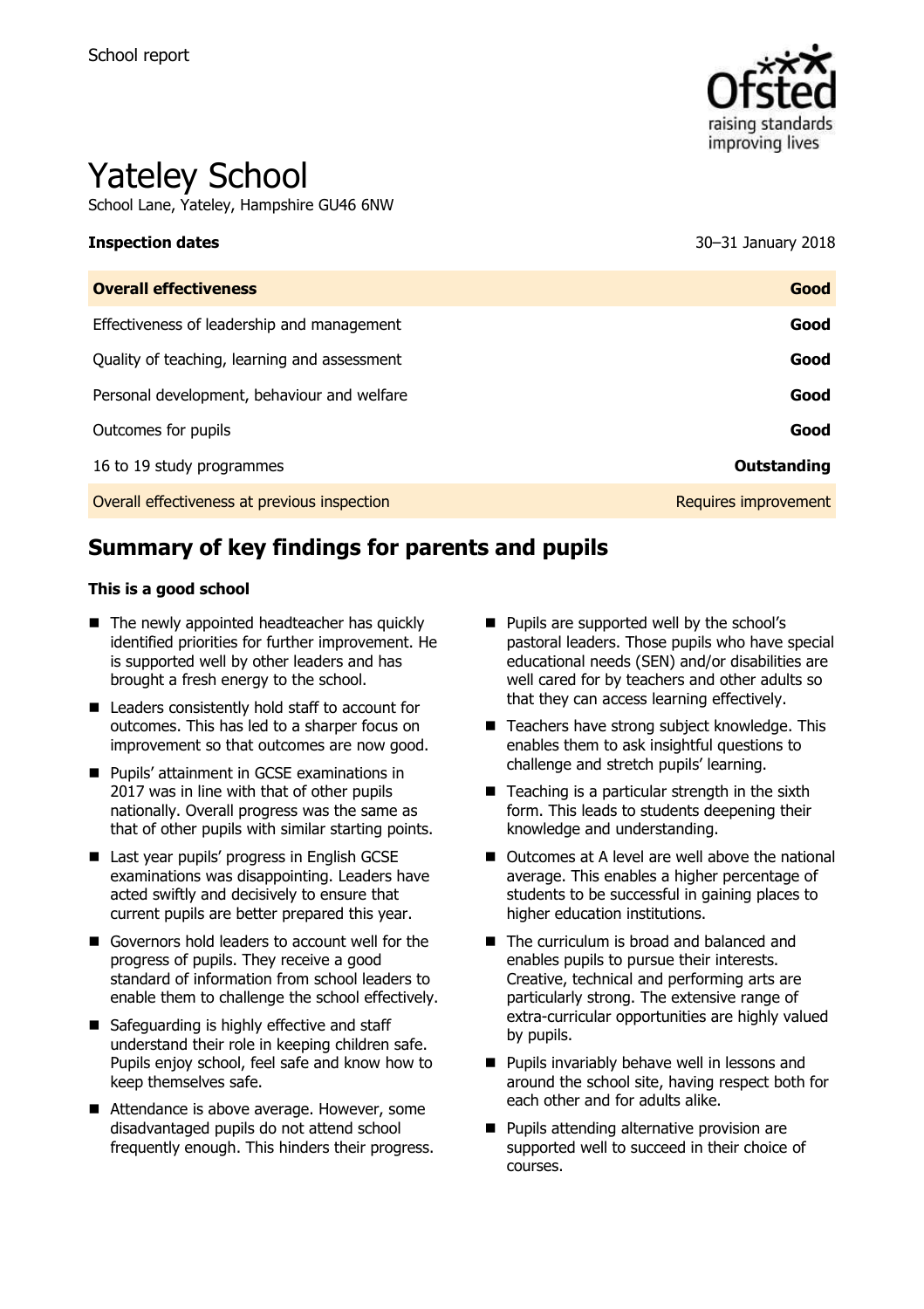School report

# Yateley School

School Lane, Yateley, Hampshire GU46 6NW

**Inspection dates** 30–31 January 2018

| | |
|---|---|
| **Overall effectiveness** | **Good** |
| Effectiveness of leadership and management | **Good** |
| Quality of teaching, learning and assessment | **Good** |
| Personal development, behaviour and welfare | **Good** |
| Outcomes for pupils | **Good** |
| 16 to 19 study programmes | **Outstanding** |
| Overall effectiveness at previous inspection | Requires improvement |

## Summary of key findings for parents and pupils

**This is a good school**

- The newly appointed headteacher has quickly identified priorities for further improvement. He is supported well by other leaders and has brought a fresh energy to the school.
- Leaders consistently hold staff to account for outcomes. This has led to a sharper focus on improvement so that outcomes are now good.
- Pupils' attainment in GCSE examinations in 2017 was in line with that of other pupils nationally. Overall progress was the same as that of other pupils with similar starting points.
- Last year pupils' progress in English GCSE examinations was disappointing. Leaders have acted swiftly and decisively to ensure that current pupils are better prepared this year.
- Governors hold leaders to account well for the progress of pupils. They receive a good standard of information from school leaders to enable them to challenge the school effectively.
- Safeguarding is highly effective and staff understand their role in keeping children safe. Pupils enjoy school, feel safe and know how to keep themselves safe.
- Attendance is above average. However, some disadvantaged pupils do not attend school frequently enough. This hinders their progress.
- Pupils are supported well by the school's pastoral leaders. Those pupils who have special educational needs (SEN) and/or disabilities are well cared for by teachers and other adults so that they can access learning effectively.
- Teachers have strong subject knowledge. This enables them to ask insightful questions to challenge and stretch pupils' learning.
- Teaching is a particular strength in the sixth form. This leads to students deepening their knowledge and understanding.
- Outcomes at A level are well above the national average. This enables a higher percentage of students to be successful in gaining places to higher education institutions.
- The curriculum is broad and balanced and enables pupils to pursue their interests. Creative, technical and performing arts are particularly strong. The extensive range of extra-curricular opportunities are highly valued by pupils.
- Pupils invariably behave well in lessons and around the school site, having respect both for each other and for adults alike.
- Pupils attending alternative provision are supported well to succeed in their choice of courses.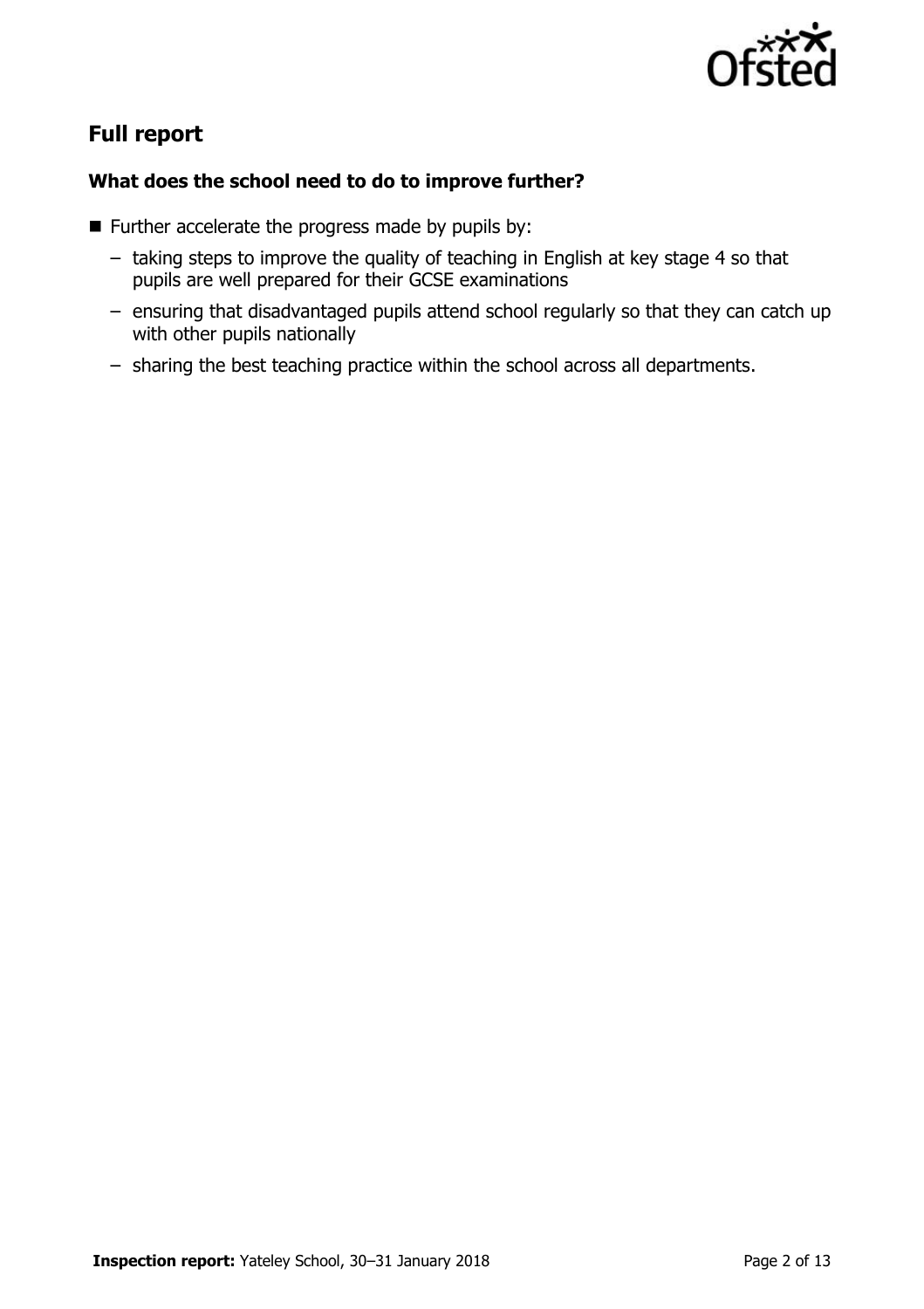## Full report

### What does the school need to do to improve further?

- Further accelerate the progress made by pupils by:
  - taking steps to improve the quality of teaching in English at key stage 4 so that pupils are well prepared for their GCSE examinations
  - ensuring that disadvantaged pupils attend school regularly so that they can catch up with other pupils nationally
  - sharing the best teaching practice within the school across all departments.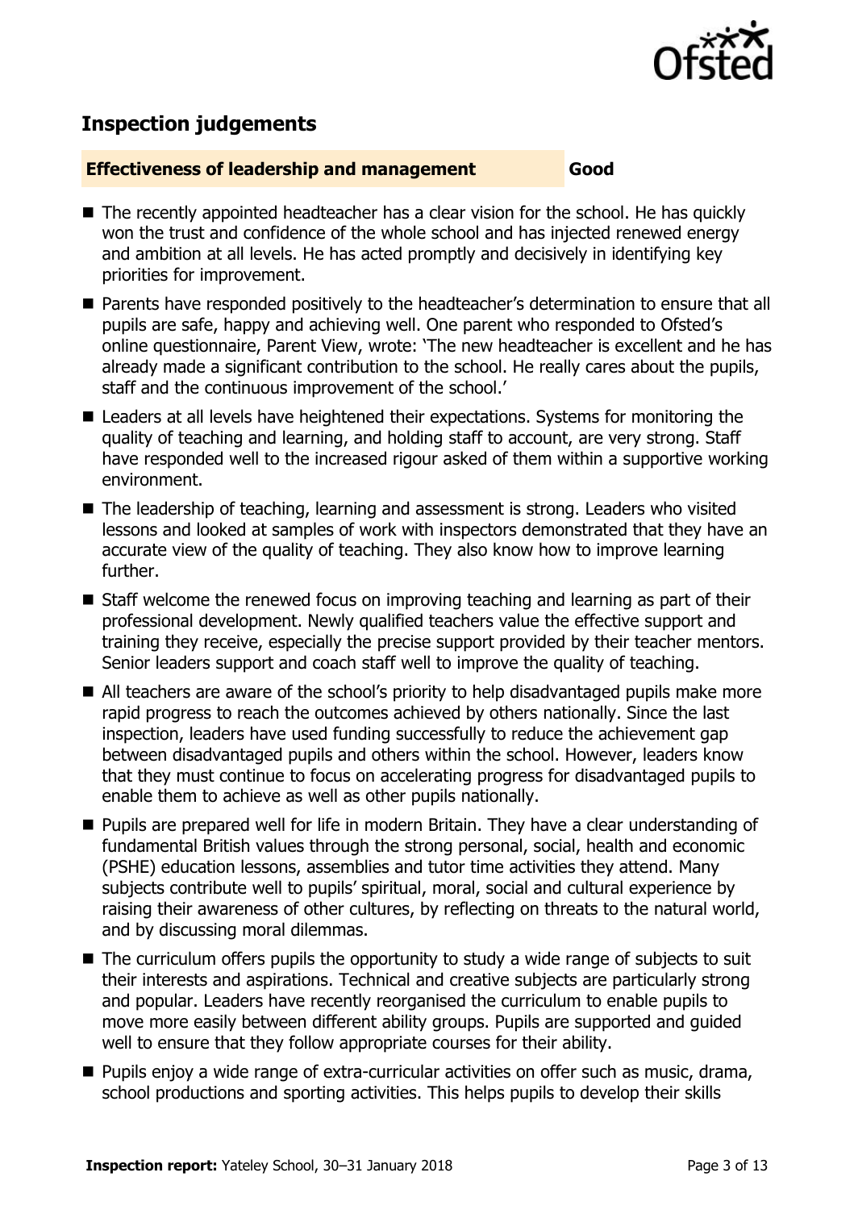## Inspection judgements

**Effectiveness of leadership and management** **Good**

- The recently appointed headteacher has a clear vision for the school. He has quickly won the trust and confidence of the whole school and has injected renewed energy and ambition at all levels. He has acted promptly and decisively in identifying key priorities for improvement.
- Parents have responded positively to the headteacher's determination to ensure that all pupils are safe, happy and achieving well. One parent who responded to Ofsted's online questionnaire, Parent View, wrote: 'The new headteacher is excellent and he has already made a significant contribution to the school. He really cares about the pupils, staff and the continuous improvement of the school.'
- Leaders at all levels have heightened their expectations. Systems for monitoring the quality of teaching and learning, and holding staff to account, are very strong. Staff have responded well to the increased rigour asked of them within a supportive working environment.
- The leadership of teaching, learning and assessment is strong. Leaders who visited lessons and looked at samples of work with inspectors demonstrated that they have an accurate view of the quality of teaching. They also know how to improve learning further.
- Staff welcome the renewed focus on improving teaching and learning as part of their professional development. Newly qualified teachers value the effective support and training they receive, especially the precise support provided by their teacher mentors. Senior leaders support and coach staff well to improve the quality of teaching.
- All teachers are aware of the school's priority to help disadvantaged pupils make more rapid progress to reach the outcomes achieved by others nationally. Since the last inspection, leaders have used funding successfully to reduce the achievement gap between disadvantaged pupils and others within the school. However, leaders know that they must continue to focus on accelerating progress for disadvantaged pupils to enable them to achieve as well as other pupils nationally.
- Pupils are prepared well for life in modern Britain. They have a clear understanding of fundamental British values through the strong personal, social, health and economic (PSHE) education lessons, assemblies and tutor time activities they attend. Many subjects contribute well to pupils' spiritual, moral, social and cultural experience by raising their awareness of other cultures, by reflecting on threats to the natural world, and by discussing moral dilemmas.
- The curriculum offers pupils the opportunity to study a wide range of subjects to suit their interests and aspirations. Technical and creative subjects are particularly strong and popular. Leaders have recently reorganised the curriculum to enable pupils to move more easily between different ability groups. Pupils are supported and guided well to ensure that they follow appropriate courses for their ability.
- Pupils enjoy a wide range of extra-curricular activities on offer such as music, drama, school productions and sporting activities. This helps pupils to develop their skills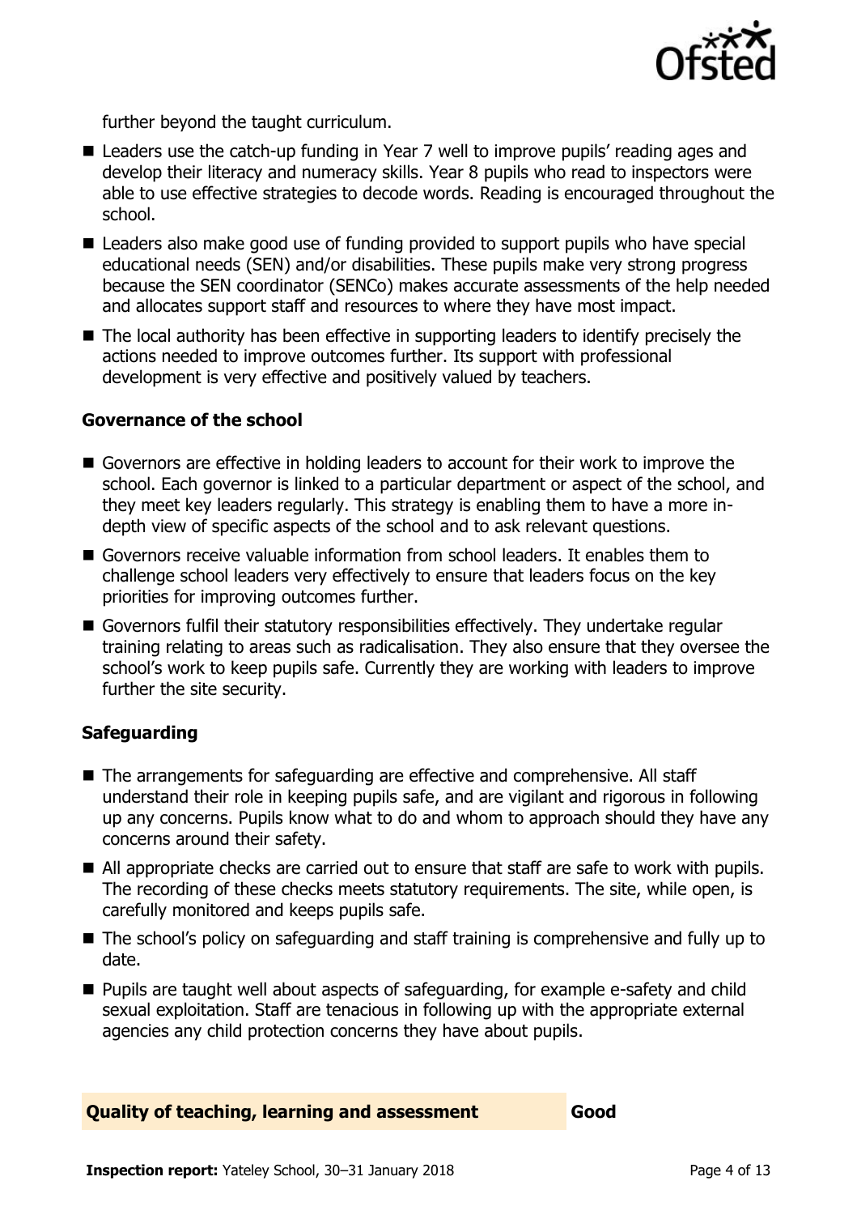further beyond the taught curriculum.

- Leaders use the catch-up funding in Year 7 well to improve pupils' reading ages and develop their literacy and numeracy skills. Year 8 pupils who read to inspectors were able to use effective strategies to decode words. Reading is encouraged throughout the school.
- Leaders also make good use of funding provided to support pupils who have special educational needs (SEN) and/or disabilities. These pupils make very strong progress because the SEN coordinator (SENCo) makes accurate assessments of the help needed and allocates support staff and resources to where they have most impact.
- The local authority has been effective in supporting leaders to identify precisely the actions needed to improve outcomes further. Its support with professional development is very effective and positively valued by teachers.

### Governance of the school

- Governors are effective in holding leaders to account for their work to improve the school. Each governor is linked to a particular department or aspect of the school, and they meet key leaders regularly. This strategy is enabling them to have a more in-depth view of specific aspects of the school and to ask relevant questions.
- Governors receive valuable information from school leaders. It enables them to challenge school leaders very effectively to ensure that leaders focus on the key priorities for improving outcomes further.
- Governors fulfil their statutory responsibilities effectively. They undertake regular training relating to areas such as radicalisation. They also ensure that they oversee the school's work to keep pupils safe. Currently they are working with leaders to improve further the site security.

### Safeguarding

- The arrangements for safeguarding are effective and comprehensive. All staff understand their role in keeping pupils safe, and are vigilant and rigorous in following up any concerns. Pupils know what to do and whom to approach should they have any concerns around their safety.
- All appropriate checks are carried out to ensure that staff are safe to work with pupils. The recording of these checks meets statutory requirements. The site, while open, is carefully monitored and keeps pupils safe.
- The school's policy on safeguarding and staff training is comprehensive and fully up to date.
- Pupils are taught well about aspects of safeguarding, for example e-safety and child sexual exploitation. Staff are tenacious in following up with the appropriate external agencies any child protection concerns they have about pupils.

## Quality of teaching, learning and assessment — Good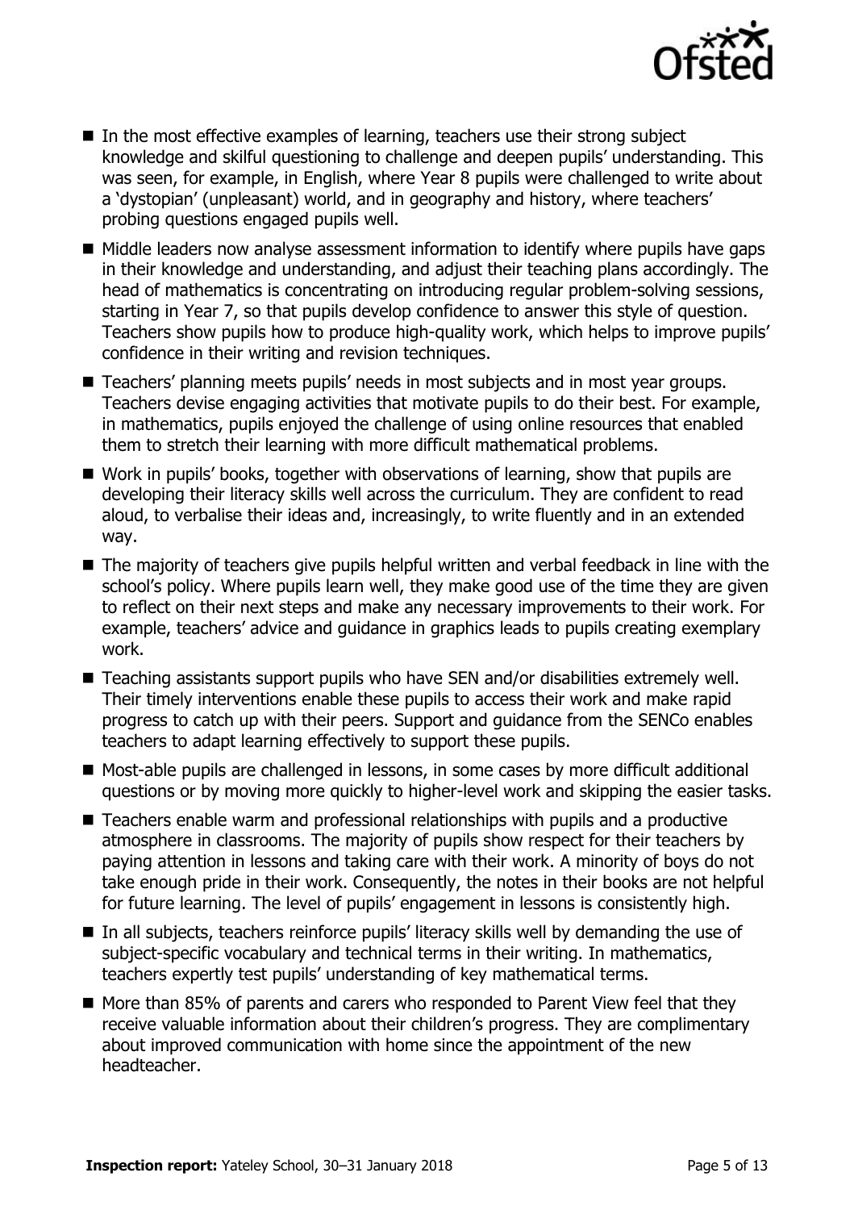- In the most effective examples of learning, teachers use their strong subject knowledge and skilful questioning to challenge and deepen pupils' understanding. This was seen, for example, in English, where Year 8 pupils were challenged to write about a 'dystopian' (unpleasant) world, and in geography and history, where teachers' probing questions engaged pupils well.
- Middle leaders now analyse assessment information to identify where pupils have gaps in their knowledge and understanding, and adjust their teaching plans accordingly. The head of mathematics is concentrating on introducing regular problem-solving sessions, starting in Year 7, so that pupils develop confidence to answer this style of question. Teachers show pupils how to produce high-quality work, which helps to improve pupils' confidence in their writing and revision techniques.
- Teachers' planning meets pupils' needs in most subjects and in most year groups. Teachers devise engaging activities that motivate pupils to do their best. For example, in mathematics, pupils enjoyed the challenge of using online resources that enabled them to stretch their learning with more difficult mathematical problems.
- Work in pupils' books, together with observations of learning, show that pupils are developing their literacy skills well across the curriculum. They are confident to read aloud, to verbalise their ideas and, increasingly, to write fluently and in an extended way.
- The majority of teachers give pupils helpful written and verbal feedback in line with the school's policy. Where pupils learn well, they make good use of the time they are given to reflect on their next steps and make any necessary improvements to their work. For example, teachers' advice and guidance in graphics leads to pupils creating exemplary work.
- Teaching assistants support pupils who have SEN and/or disabilities extremely well. Their timely interventions enable these pupils to access their work and make rapid progress to catch up with their peers. Support and guidance from the SENCo enables teachers to adapt learning effectively to support these pupils.
- Most-able pupils are challenged in lessons, in some cases by more difficult additional questions or by moving more quickly to higher-level work and skipping the easier tasks.
- Teachers enable warm and professional relationships with pupils and a productive atmosphere in classrooms. The majority of pupils show respect for their teachers by paying attention in lessons and taking care with their work. A minority of boys do not take enough pride in their work. Consequently, the notes in their books are not helpful for future learning. The level of pupils' engagement in lessons is consistently high.
- In all subjects, teachers reinforce pupils' literacy skills well by demanding the use of subject-specific vocabulary and technical terms in their writing. In mathematics, teachers expertly test pupils' understanding of key mathematical terms.
- More than 85% of parents and carers who responded to Parent View feel that they receive valuable information about their children's progress. They are complimentary about improved communication with home since the appointment of the new headteacher.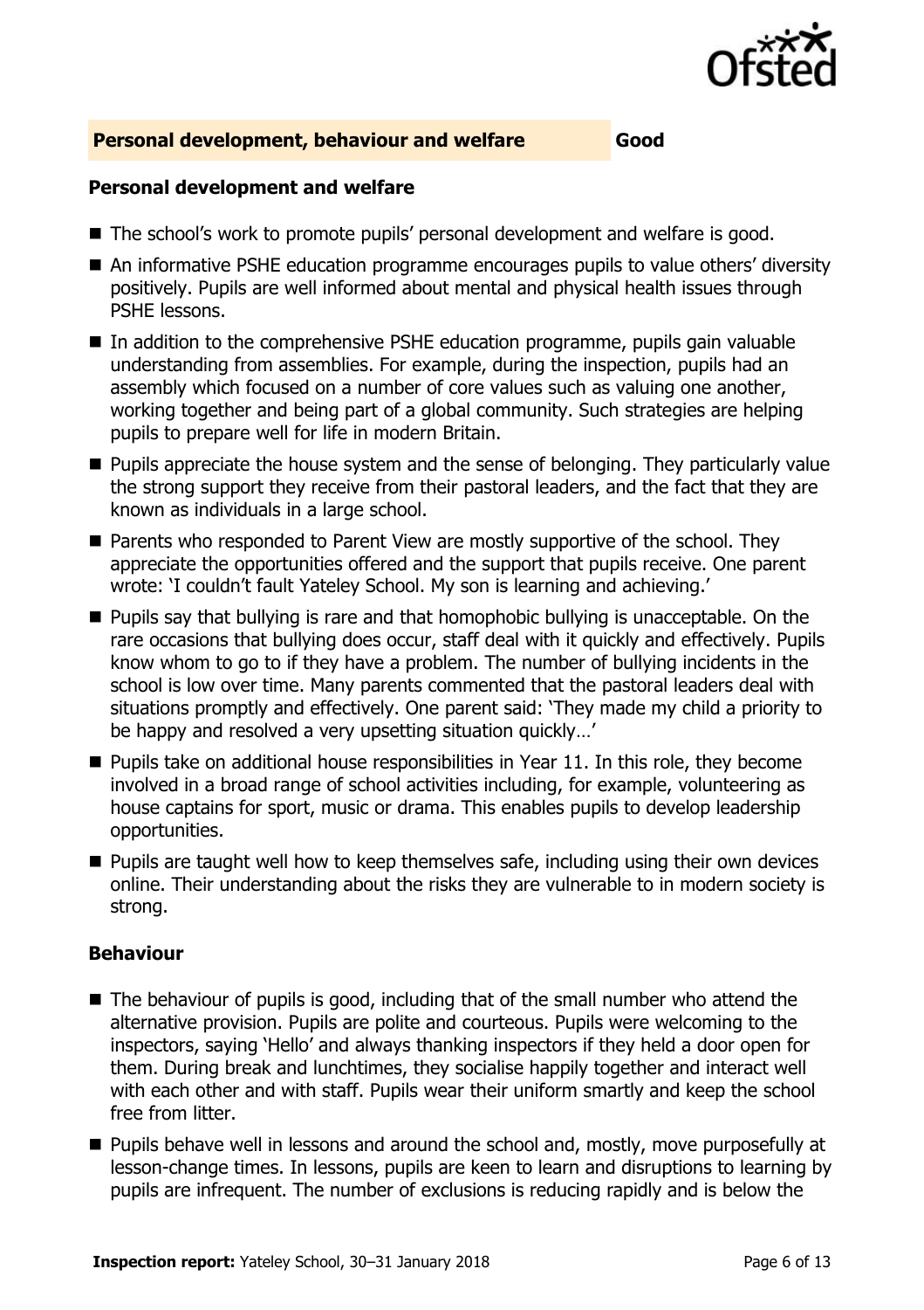## Personal development, behaviour and welfare — Good

### Personal development and welfare

- The school's work to promote pupils' personal development and welfare is good.
- An informative PSHE education programme encourages pupils to value others' diversity positively. Pupils are well informed about mental and physical health issues through PSHE lessons.
- In addition to the comprehensive PSHE education programme, pupils gain valuable understanding from assemblies. For example, during the inspection, pupils had an assembly which focused on a number of core values such as valuing one another, working together and being part of a global community. Such strategies are helping pupils to prepare well for life in modern Britain.
- Pupils appreciate the house system and the sense of belonging. They particularly value the strong support they receive from their pastoral leaders, and the fact that they are known as individuals in a large school.
- Parents who responded to Parent View are mostly supportive of the school. They appreciate the opportunities offered and the support that pupils receive. One parent wrote: 'I couldn't fault Yateley School. My son is learning and achieving.'
- Pupils say that bullying is rare and that homophobic bullying is unacceptable. On the rare occasions that bullying does occur, staff deal with it quickly and effectively. Pupils know whom to go to if they have a problem. The number of bullying incidents in the school is low over time. Many parents commented that the pastoral leaders deal with situations promptly and effectively. One parent said: 'They made my child a priority to be happy and resolved a very upsetting situation quickly…'
- Pupils take on additional house responsibilities in Year 11. In this role, they become involved in a broad range of school activities including, for example, volunteering as house captains for sport, music or drama. This enables pupils to develop leadership opportunities.
- Pupils are taught well how to keep themselves safe, including using their own devices online. Their understanding about the risks they are vulnerable to in modern society is strong.

### Behaviour

- The behaviour of pupils is good, including that of the small number who attend the alternative provision. Pupils are polite and courteous. Pupils were welcoming to the inspectors, saying 'Hello' and always thanking inspectors if they held a door open for them. During break and lunchtimes, they socialise happily together and interact well with each other and with staff. Pupils wear their uniform smartly and keep the school free from litter.
- Pupils behave well in lessons and around the school and, mostly, move purposefully at lesson-change times. In lessons, pupils are keen to learn and disruptions to learning by pupils are infrequent. The number of exclusions is reducing rapidly and is below the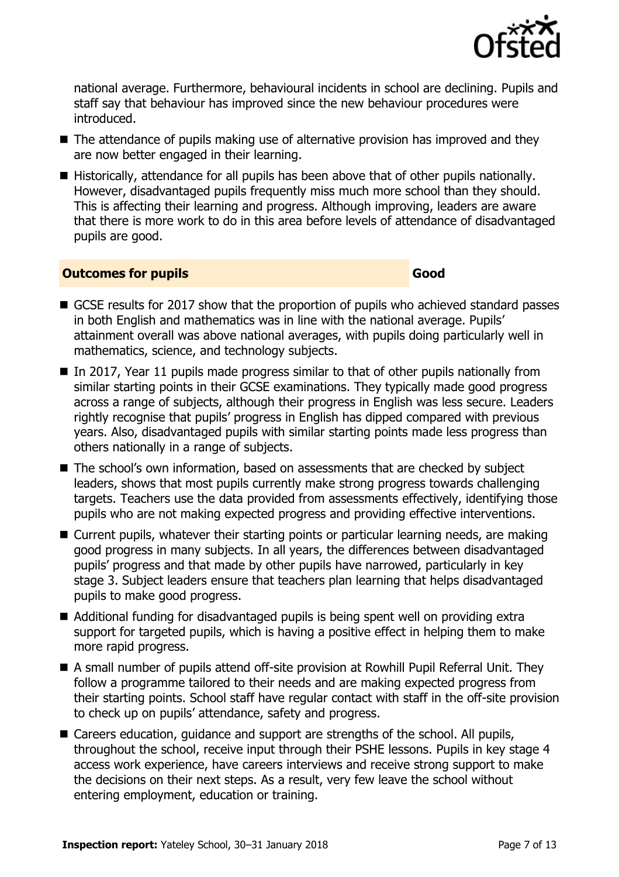national average. Furthermore, behavioural incidents in school are declining. Pupils and staff say that behaviour has improved since the new behaviour procedures were introduced.

- The attendance of pupils making use of alternative provision has improved and they are now better engaged in their learning.
- Historically, attendance for all pupils has been above that of other pupils nationally. However, disadvantaged pupils frequently miss much more school than they should. This is affecting their learning and progress. Although improving, leaders are aware that there is more work to do in this area before levels of attendance of disadvantaged pupils are good.

## Outcomes for pupils — Good

- GCSE results for 2017 show that the proportion of pupils who achieved standard passes in both English and mathematics was in line with the national average. Pupils' attainment overall was above national averages, with pupils doing particularly well in mathematics, science, and technology subjects.
- In 2017, Year 11 pupils made progress similar to that of other pupils nationally from similar starting points in their GCSE examinations. They typically made good progress across a range of subjects, although their progress in English was less secure. Leaders rightly recognise that pupils' progress in English has dipped compared with previous years. Also, disadvantaged pupils with similar starting points made less progress than others nationally in a range of subjects.
- The school's own information, based on assessments that are checked by subject leaders, shows that most pupils currently make strong progress towards challenging targets. Teachers use the data provided from assessments effectively, identifying those pupils who are not making expected progress and providing effective interventions.
- Current pupils, whatever their starting points or particular learning needs, are making good progress in many subjects. In all years, the differences between disadvantaged pupils' progress and that made by other pupils have narrowed, particularly in key stage 3. Subject leaders ensure that teachers plan learning that helps disadvantaged pupils to make good progress.
- Additional funding for disadvantaged pupils is being spent well on providing extra support for targeted pupils, which is having a positive effect in helping them to make more rapid progress.
- A small number of pupils attend off-site provision at Rowhill Pupil Referral Unit. They follow a programme tailored to their needs and are making expected progress from their starting points. School staff have regular contact with staff in the off-site provision to check up on pupils' attendance, safety and progress.
- Careers education, guidance and support are strengths of the school. All pupils, throughout the school, receive input through their PSHE lessons. Pupils in key stage 4 access work experience, have careers interviews and receive strong support to make the decisions on their next steps. As a result, very few leave the school without entering employment, education or training.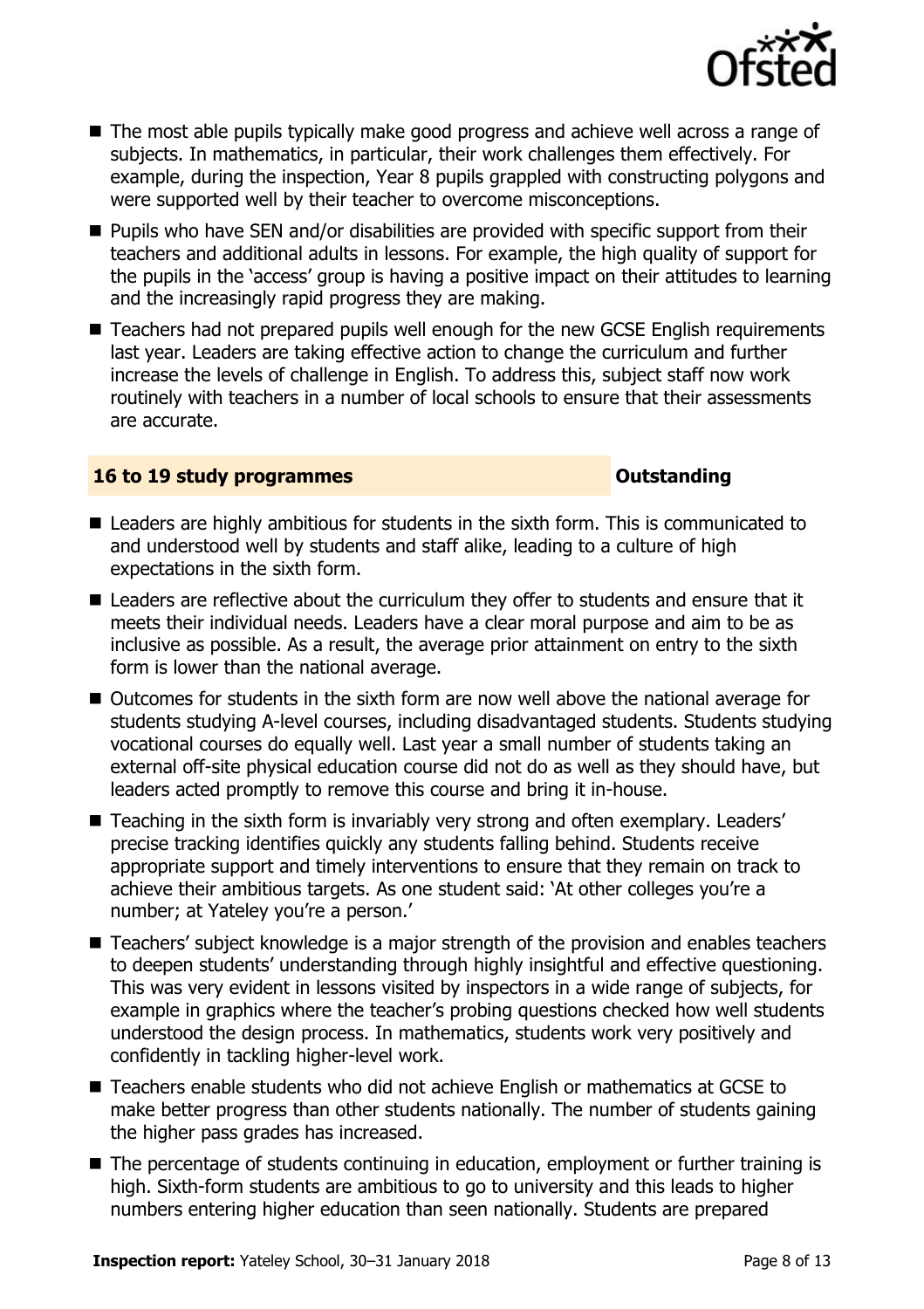- The most able pupils typically make good progress and achieve well across a range of subjects. In mathematics, in particular, their work challenges them effectively. For example, during the inspection, Year 8 pupils grappled with constructing polygons and were supported well by their teacher to overcome misconceptions.
- Pupils who have SEN and/or disabilities are provided with specific support from their teachers and additional adults in lessons. For example, the high quality of support for the pupils in the 'access' group is having a positive impact on their attitudes to learning and the increasingly rapid progress they are making.
- Teachers had not prepared pupils well enough for the new GCSE English requirements last year. Leaders are taking effective action to change the curriculum and further increase the levels of challenge in English. To address this, subject staff now work routinely with teachers in a number of local schools to ensure that their assessments are accurate.

## 16 to 19 study programmes — Outstanding

- Leaders are highly ambitious for students in the sixth form. This is communicated to and understood well by students and staff alike, leading to a culture of high expectations in the sixth form.
- Leaders are reflective about the curriculum they offer to students and ensure that it meets their individual needs. Leaders have a clear moral purpose and aim to be as inclusive as possible. As a result, the average prior attainment on entry to the sixth form is lower than the national average.
- Outcomes for students in the sixth form are now well above the national average for students studying A-level courses, including disadvantaged students. Students studying vocational courses do equally well. Last year a small number of students taking an external off-site physical education course did not do as well as they should have, but leaders acted promptly to remove this course and bring it in-house.
- Teaching in the sixth form is invariably very strong and often exemplary. Leaders' precise tracking identifies quickly any students falling behind. Students receive appropriate support and timely interventions to ensure that they remain on track to achieve their ambitious targets. As one student said: 'At other colleges you're a number; at Yateley you're a person.'
- Teachers' subject knowledge is a major strength of the provision and enables teachers to deepen students' understanding through highly insightful and effective questioning. This was very evident in lessons visited by inspectors in a wide range of subjects, for example in graphics where the teacher's probing questions checked how well students understood the design process. In mathematics, students work very positively and confidently in tackling higher-level work.
- Teachers enable students who did not achieve English or mathematics at GCSE to make better progress than other students nationally. The number of students gaining the higher pass grades has increased.
- The percentage of students continuing in education, employment or further training is high. Sixth-form students are ambitious to go to university and this leads to higher numbers entering higher education than seen nationally. Students are prepared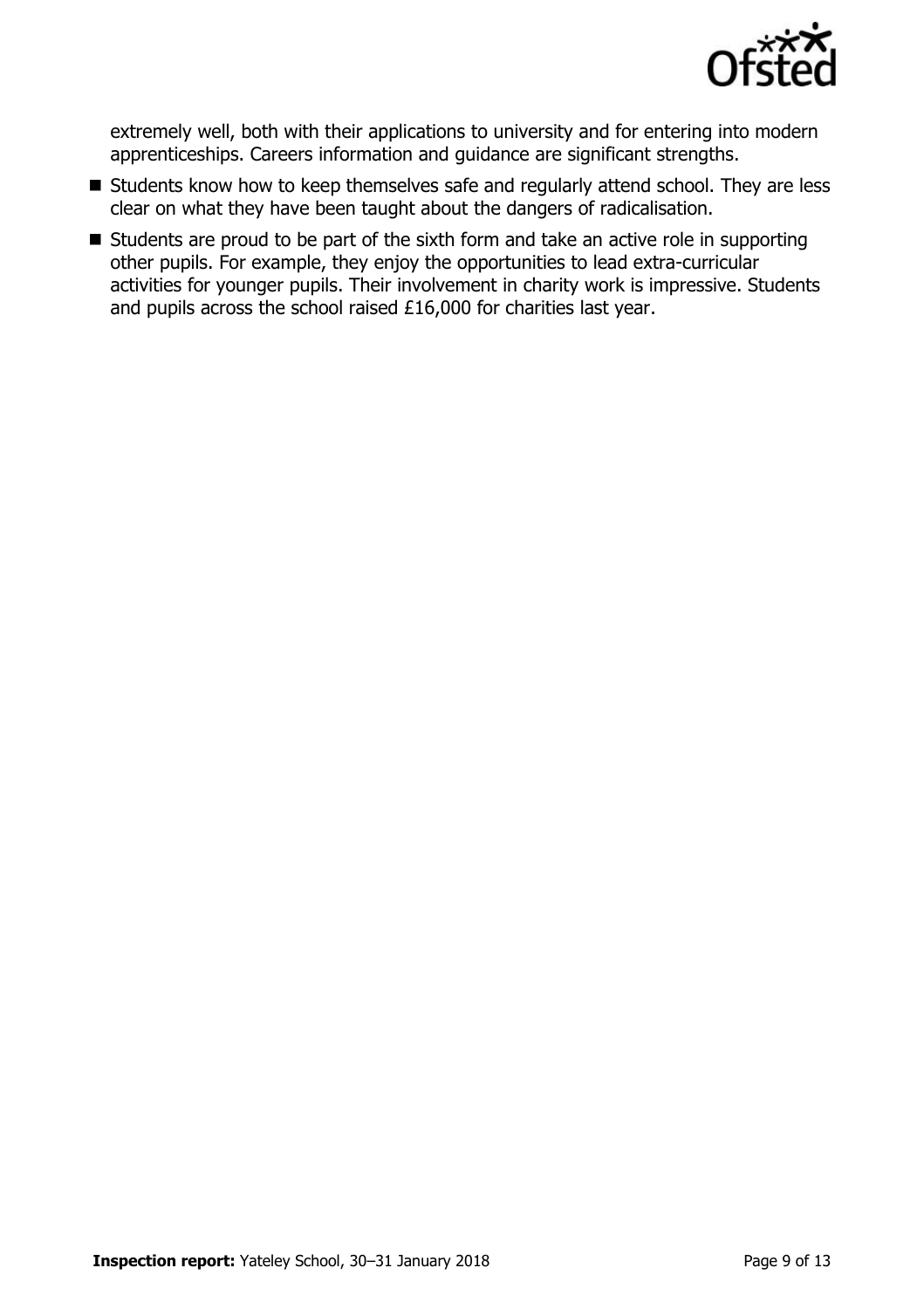extremely well, both with their applications to university and for entering into modern apprenticeships. Careers information and guidance are significant strengths.

- Students know how to keep themselves safe and regularly attend school. They are less clear on what they have been taught about the dangers of radicalisation.
- Students are proud to be part of the sixth form and take an active role in supporting other pupils. For example, they enjoy the opportunities to lead extra-curricular activities for younger pupils. Their involvement in charity work is impressive. Students and pupils across the school raised £16,000 for charities last year.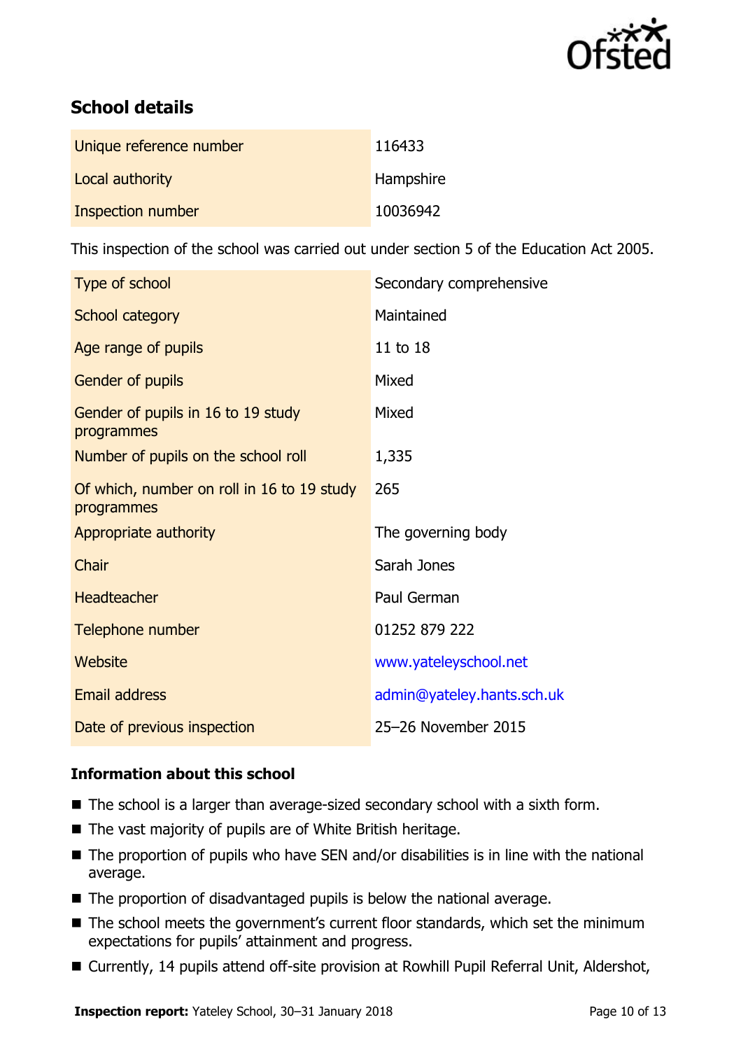## School details

| | |
|---|---|
| Unique reference number | 116433 |
| Local authority | Hampshire |
| Inspection number | 10036942 |

This inspection of the school was carried out under section 5 of the Education Act 2005.

| | |
|---|---|
| Type of school | Secondary comprehensive |
| School category | Maintained |
| Age range of pupils | 11 to 18 |
| Gender of pupils | Mixed |
| Gender of pupils in 16 to 19 study programmes | Mixed |
| Number of pupils on the school roll | 1,335 |
| Of which, number on roll in 16 to 19 study programmes | 265 |
| Appropriate authority | The governing body |
| Chair | Sarah Jones |
| Headteacher | Paul German |
| Telephone number | 01252 879 222 |
| Website | www.yateleyschool.net |
| Email address | admin@yateley.hants.sch.uk |
| Date of previous inspection | 25–26 November 2015 |

### Information about this school

- The school is a larger than average-sized secondary school with a sixth form.
- The vast majority of pupils are of White British heritage.
- The proportion of pupils who have SEN and/or disabilities is in line with the national average.
- The proportion of disadvantaged pupils is below the national average.
- The school meets the government's current floor standards, which set the minimum expectations for pupils' attainment and progress.
- Currently, 14 pupils attend off-site provision at Rowhill Pupil Referral Unit, Aldershot,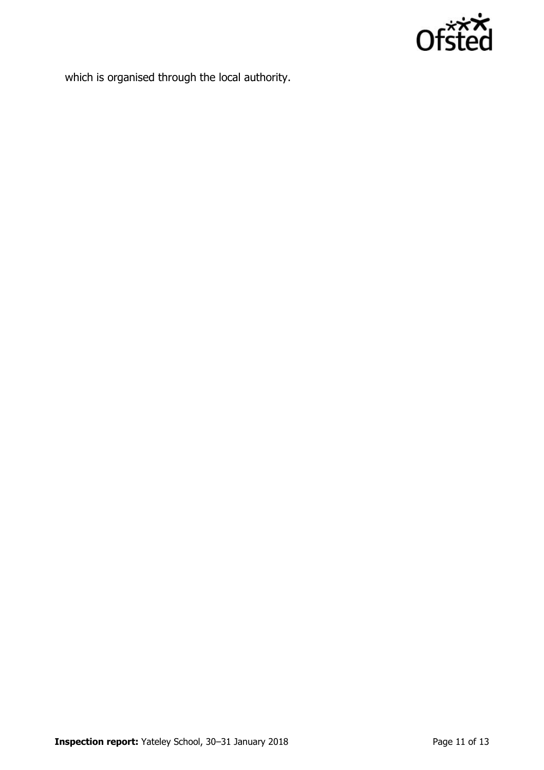which is organised through the local authority.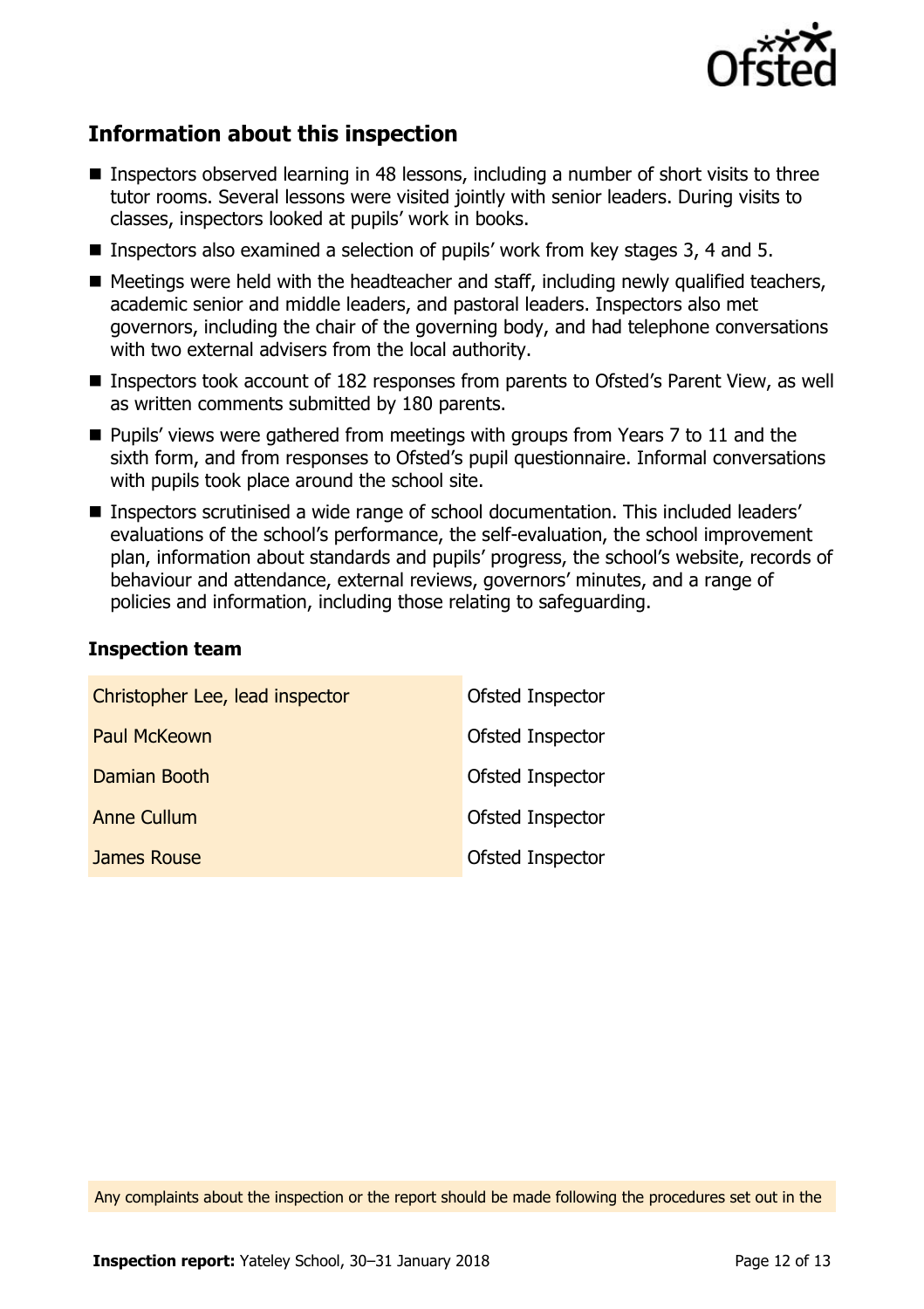## Information about this inspection

- Inspectors observed learning in 48 lessons, including a number of short visits to three tutor rooms. Several lessons were visited jointly with senior leaders. During visits to classes, inspectors looked at pupils' work in books.
- Inspectors also examined a selection of pupils' work from key stages 3, 4 and 5.
- Meetings were held with the headteacher and staff, including newly qualified teachers, academic senior and middle leaders, and pastoral leaders. Inspectors also met governors, including the chair of the governing body, and had telephone conversations with two external advisers from the local authority.
- Inspectors took account of 182 responses from parents to Ofsted's Parent View, as well as written comments submitted by 180 parents.
- Pupils' views were gathered from meetings with groups from Years 7 to 11 and the sixth form, and from responses to Ofsted's pupil questionnaire. Informal conversations with pupils took place around the school site.
- Inspectors scrutinised a wide range of school documentation. This included leaders' evaluations of the school's performance, the self-evaluation, the school improvement plan, information about standards and pupils' progress, the school's website, records of behaviour and attendance, external reviews, governors' minutes, and a range of policies and information, including those relating to safeguarding.

### Inspection team

| | |
|---|---|
| Christopher Lee, lead inspector | Ofsted Inspector |
| Paul McKeown | Ofsted Inspector |
| Damian Booth | Ofsted Inspector |
| Anne Cullum | Ofsted Inspector |
| James Rouse | Ofsted Inspector |

Any complaints about the inspection or the report should be made following the procedures set out in the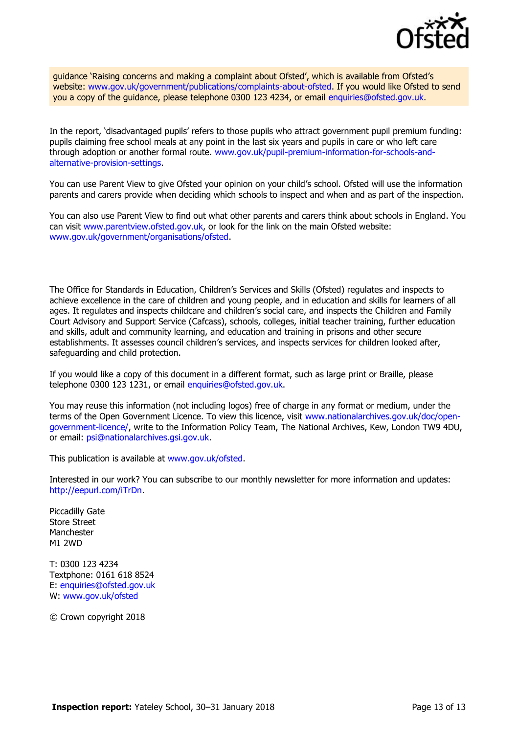guidance 'Raising concerns and making a complaint about Ofsted', which is available from Ofsted's website: www.gov.uk/government/publications/complaints-about-ofsted. If you would like Ofsted to send you a copy of the guidance, please telephone 0300 123 4234, or email enquiries@ofsted.gov.uk.

In the report, 'disadvantaged pupils' refers to those pupils who attract government pupil premium funding: pupils claiming free school meals at any point in the last six years and pupils in care or who left care through adoption or another formal route. www.gov.uk/pupil-premium-information-for-schools-and-alternative-provision-settings.

You can use Parent View to give Ofsted your opinion on your child's school. Ofsted will use the information parents and carers provide when deciding which schools to inspect and when and as part of the inspection.

You can also use Parent View to find out what other parents and carers think about schools in England. You can visit www.parentview.ofsted.gov.uk, or look for the link on the main Ofsted website: www.gov.uk/government/organisations/ofsted.

The Office for Standards in Education, Children's Services and Skills (Ofsted) regulates and inspects to achieve excellence in the care of children and young people, and in education and skills for learners of all ages. It regulates and inspects childcare and children's social care, and inspects the Children and Family Court Advisory and Support Service (Cafcass), schools, colleges, initial teacher training, further education and skills, adult and community learning, and education and training in prisons and other secure establishments. It assesses council children's services, and inspects services for children looked after, safeguarding and child protection.

If you would like a copy of this document in a different format, such as large print or Braille, please telephone 0300 123 1231, or email enquiries@ofsted.gov.uk.

You may reuse this information (not including logos) free of charge in any format or medium, under the terms of the Open Government Licence. To view this licence, visit www.nationalarchives.gov.uk/doc/open-government-licence/, write to the Information Policy Team, The National Archives, Kew, London TW9 4DU, or email: psi@nationalarchives.gsi.gov.uk.

This publication is available at www.gov.uk/ofsted.

Interested in our work? You can subscribe to our monthly newsletter for more information and updates: http://eepurl.com/iTrDn.

Piccadilly Gate
Store Street
Manchester
M1 2WD

T: 0300 123 4234
Textphone: 0161 618 8524
E: enquiries@ofsted.gov.uk
W: www.gov.uk/ofsted

© Crown copyright 2018